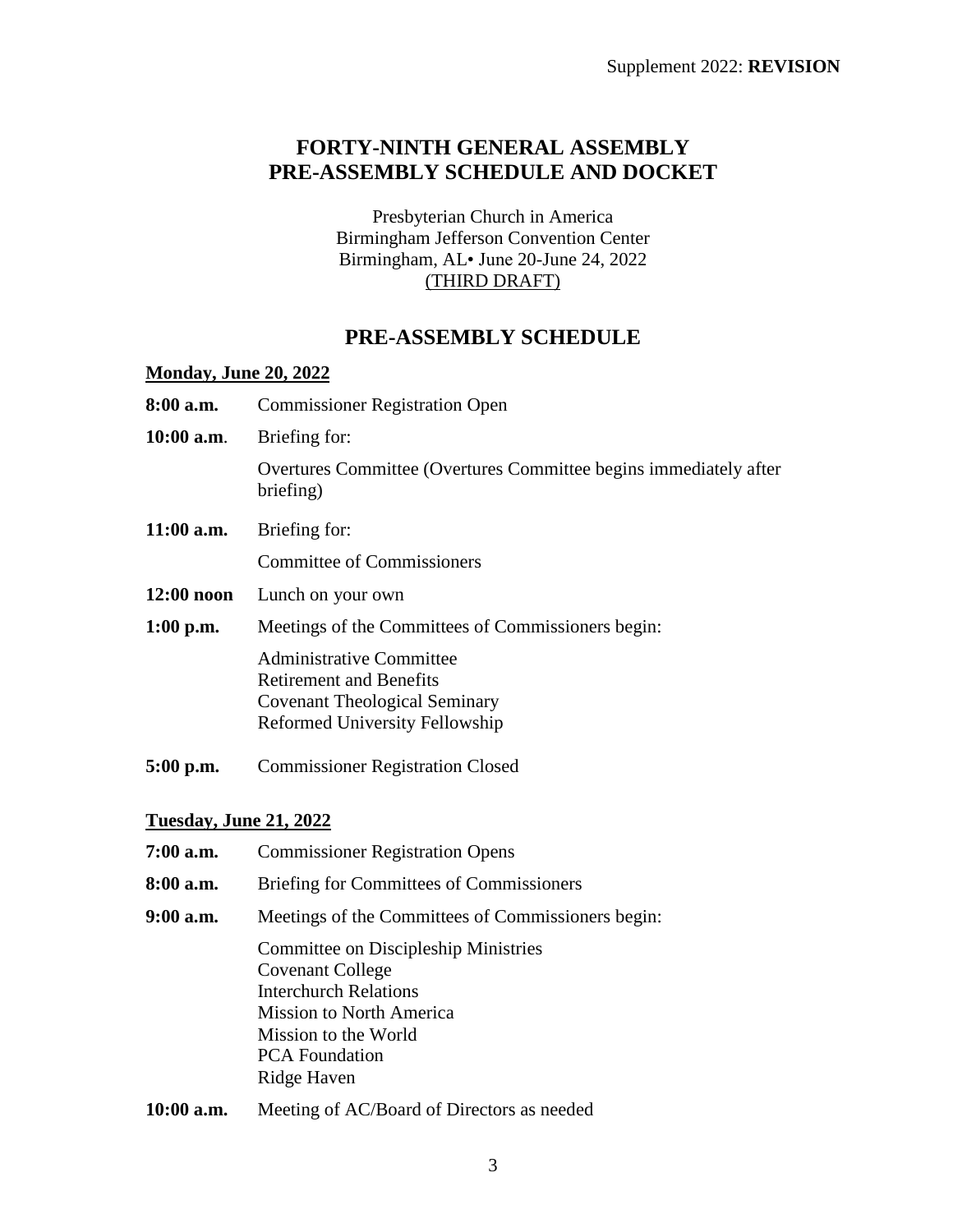# FORTY-NINTH GENERAL ASSEMBLY
# PRE-ASSEMBLY SCHEDULE AND DOCKET

Presbyterian Church in America
Birmingham Jefferson Convention Center
Birmingham, AL• June 20-June 24, 2022
(THIRD DRAFT)

## PRE-ASSEMBLY SCHEDULE

**Monday, June 20, 2022**

**8:00 a.m.** Commissioner Registration Open

**10:00 a.m**. Briefing for:

Overtures Committee (Overtures Committee begins immediately after briefing)

**11:00 a.m.** Briefing for:

Committee of Commissioners

**12:00 noon** Lunch on your own

**1:00 p.m.** Meetings of the Committees of Commissioners begin:

Administrative Committee
Retirement and Benefits
Covenant Theological Seminary
Reformed University Fellowship

**5:00 p.m.** Commissioner Registration Closed

**Tuesday, June 21, 2022**

**7:00 a.m.** Commissioner Registration Opens

**8:00 a.m.** Briefing for Committees of Commissioners

**9:00 a.m.** Meetings of the Committees of Commissioners begin:

Committee on Discipleship Ministries
Covenant College
Interchurch Relations
Mission to North America
Mission to the World
PCA Foundation
Ridge Haven

**10:00 a.m.** Meeting of AC/Board of Directors as needed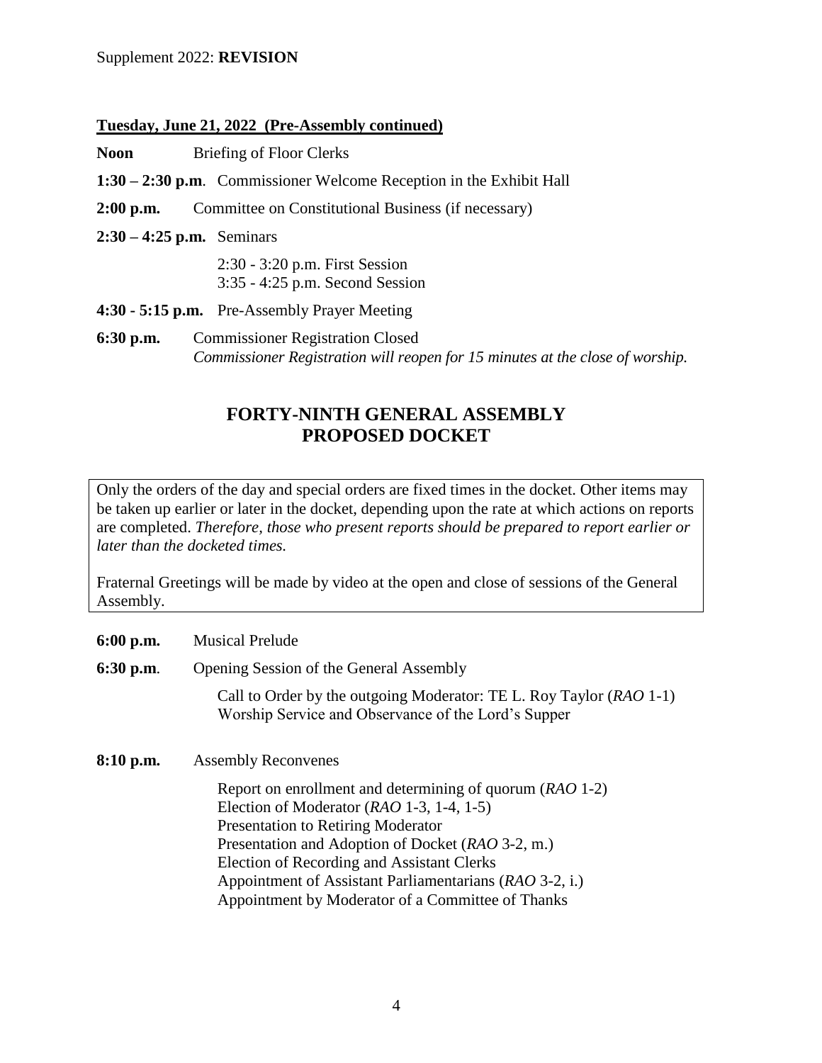Supplement 2022: **REVISION**

**Tuesday, June 21, 2022 (Pre-Assembly continued)**

**Noon** Briefing of Floor Clerks

**1:30 – 2:30 p.m**. Commissioner Welcome Reception in the Exhibit Hall

**2:00 p.m.** Committee on Constitutional Business (if necessary)

**2:30 – 4:25 p.m.** Seminars

2:30 - 3:20 p.m. First Session
3:35 - 4:25 p.m. Second Session

**4:30 - 5:15 p.m.** Pre-Assembly Prayer Meeting

**6:30 p.m.** Commissioner Registration Closed
*Commissioner Registration will reopen for 15 minutes at the close of worship.*

## FORTY-NINTH GENERAL ASSEMBLY PROPOSED DOCKET

Only the orders of the day and special orders are fixed times in the docket. Other items may be taken up earlier or later in the docket, depending upon the rate at which actions on reports are completed. *Therefore, those who present reports should be prepared to report earlier or later than the docketed times.*

Fraternal Greetings will be made by video at the open and close of sessions of the General Assembly.

**6:00 p.m.** Musical Prelude

**6:30 p.m**. Opening Session of the General Assembly

Call to Order by the outgoing Moderator: TE L. Roy Taylor (*RAO* 1-1)
Worship Service and Observance of the Lord's Supper

**8:10 p.m.** Assembly Reconvenes

Report on enrollment and determining of quorum (*RAO* 1-2)
Election of Moderator (*RAO* 1-3, 1-4, 1-5)
Presentation to Retiring Moderator
Presentation and Adoption of Docket (*RAO* 3-2, m.)
Election of Recording and Assistant Clerks
Appointment of Assistant Parliamentarians (*RAO* 3-2, i.)
Appointment by Moderator of a Committee of Thanks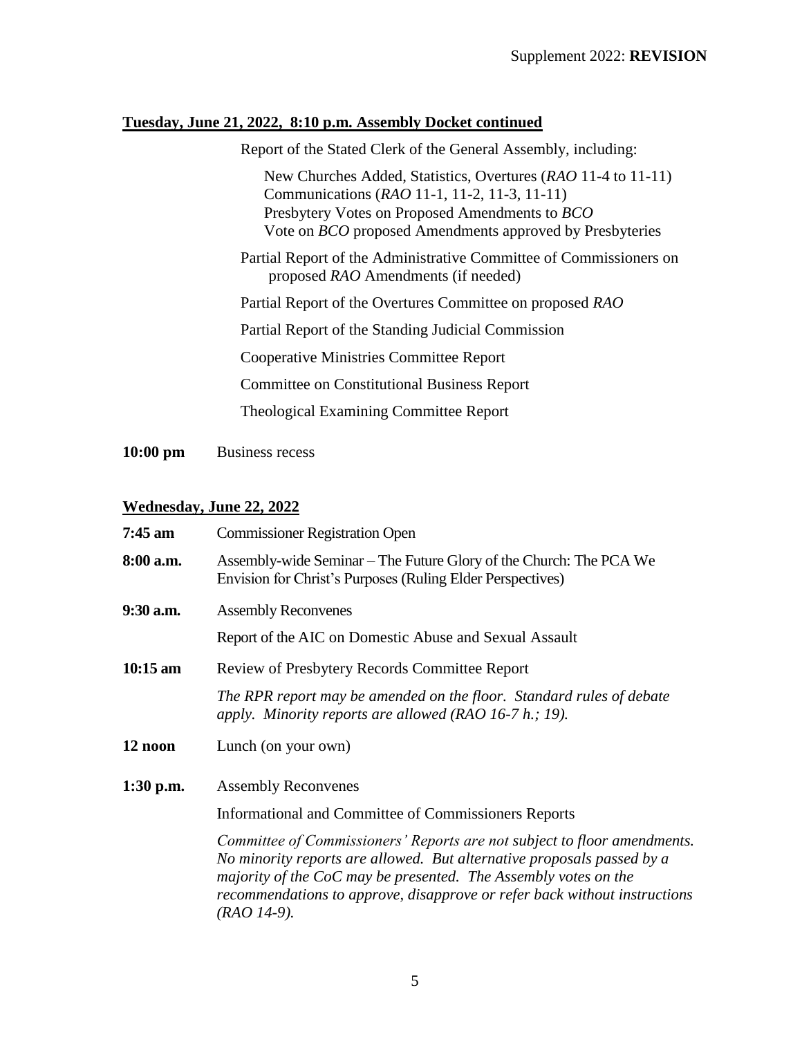**Tuesday, June 21, 2022, 8:10 p.m. Assembly Docket continued**

Report of the Stated Clerk of the General Assembly, including:

New Churches Added, Statistics, Overtures (*RAO* 11-4 to 11-11)
Communications (*RAO* 11-1, 11-2, 11-3, 11-11)
Presbytery Votes on Proposed Amendments to *BCO*
Vote on *BCO* proposed Amendments approved by Presbyteries

Partial Report of the Administrative Committee of Commissioners on proposed *RAO* Amendments (if needed)

Partial Report of the Overtures Committee on proposed *RAO*

Partial Report of the Standing Judicial Commission

Cooperative Ministries Committee Report

Committee on Constitutional Business Report

Theological Examining Committee Report

**10:00 pm** Business recess

**Wednesday, June 22, 2022**

**7:45 am** Commissioner Registration Open

**8:00 a.m.** Assembly-wide Seminar – The Future Glory of the Church: The PCA We Envision for Christ's Purposes (Ruling Elder Perspectives)

**9:30 a.m.** Assembly Reconvenes

Report of the AIC on Domestic Abuse and Sexual Assault

**10:15 am** Review of Presbytery Records Committee Report

*The RPR report may be amended on the floor. Standard rules of debate apply. Minority reports are allowed (RAO 16-7 h.; 19).*

**12 noon** Lunch (on your own)

**1:30 p.m.** Assembly Reconvenes

Informational and Committee of Commissioners Reports

*Committee of Commissioners' Reports are not subject to floor amendments. No minority reports are allowed. But alternative proposals passed by a majority of the CoC may be presented. The Assembly votes on the recommendations to approve, disapprove or refer back without instructions (RAO 14-9).*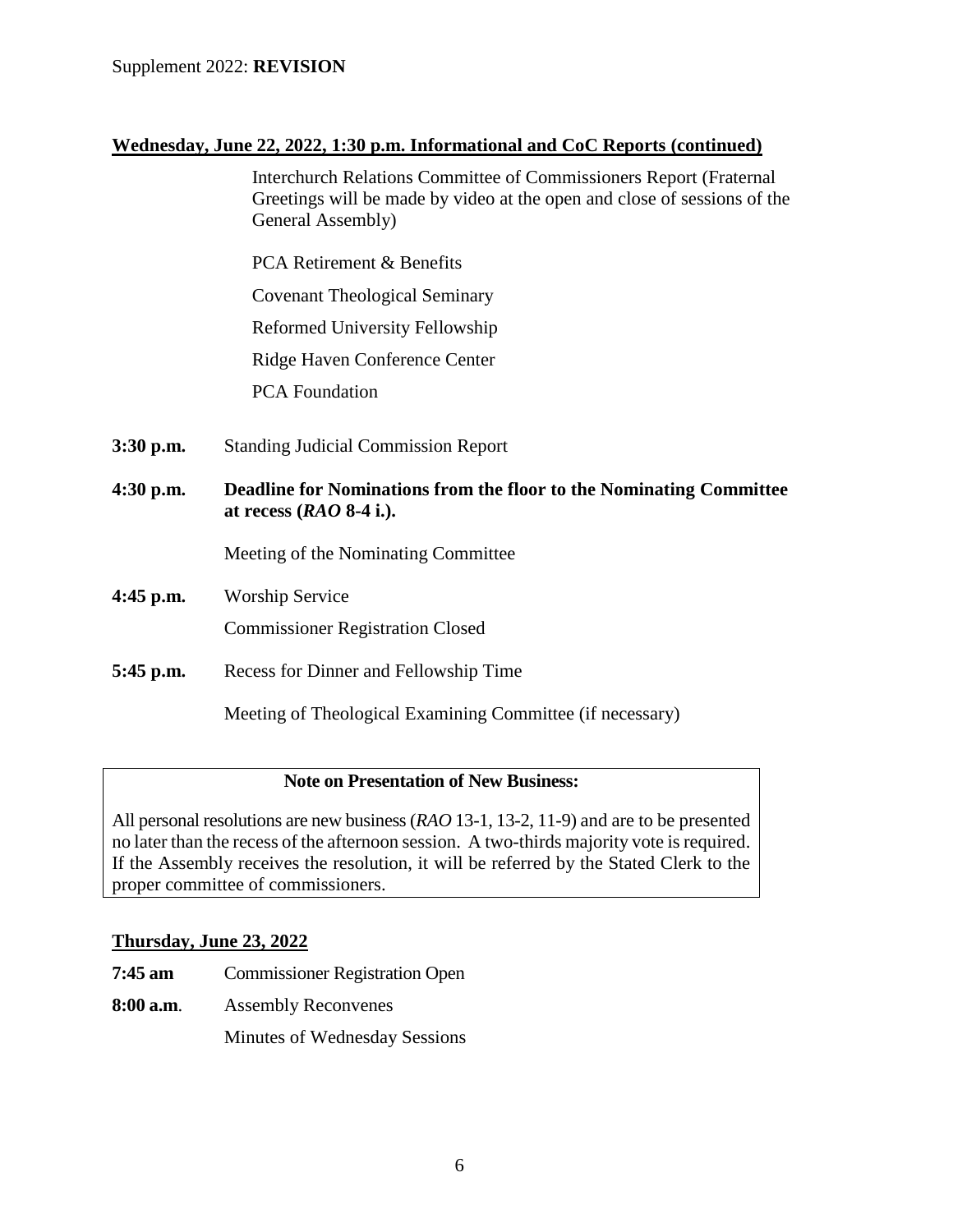**Wednesday, June 22, 2022, 1:30 p.m. Informational and CoC Reports (continued)**

Interchurch Relations Committee of Commissioners Report (Fraternal Greetings will be made by video at the open and close of sessions of the General Assembly)

PCA Retirement & Benefits

Covenant Theological Seminary

Reformed University Fellowship

Ridge Haven Conference Center

PCA Foundation

**3:30 p.m.** Standing Judicial Commission Report

**4:30 p.m.** **Deadline for Nominations from the floor to the Nominating Committee at recess (*RAO* 8-4 i.).**

Meeting of the Nominating Committee

**4:45 p.m.** Worship Service

Commissioner Registration Closed

**5:45 p.m.** Recess for Dinner and Fellowship Time

Meeting of Theological Examining Committee (if necessary)

> **Note on Presentation of New Business:**
>
> All personal resolutions are new business (*RAO* 13-1, 13-2, 11-9) and are to be presented no later than the recess of the afternoon session. A two-thirds majority vote is required. If the Assembly receives the resolution, it will be referred by the Stated Clerk to the proper committee of commissioners.

**Thursday, June 23, 2022**

**7:45 am** Commissioner Registration Open

**8:00 a.m**. Assembly Reconvenes

Minutes of Wednesday Sessions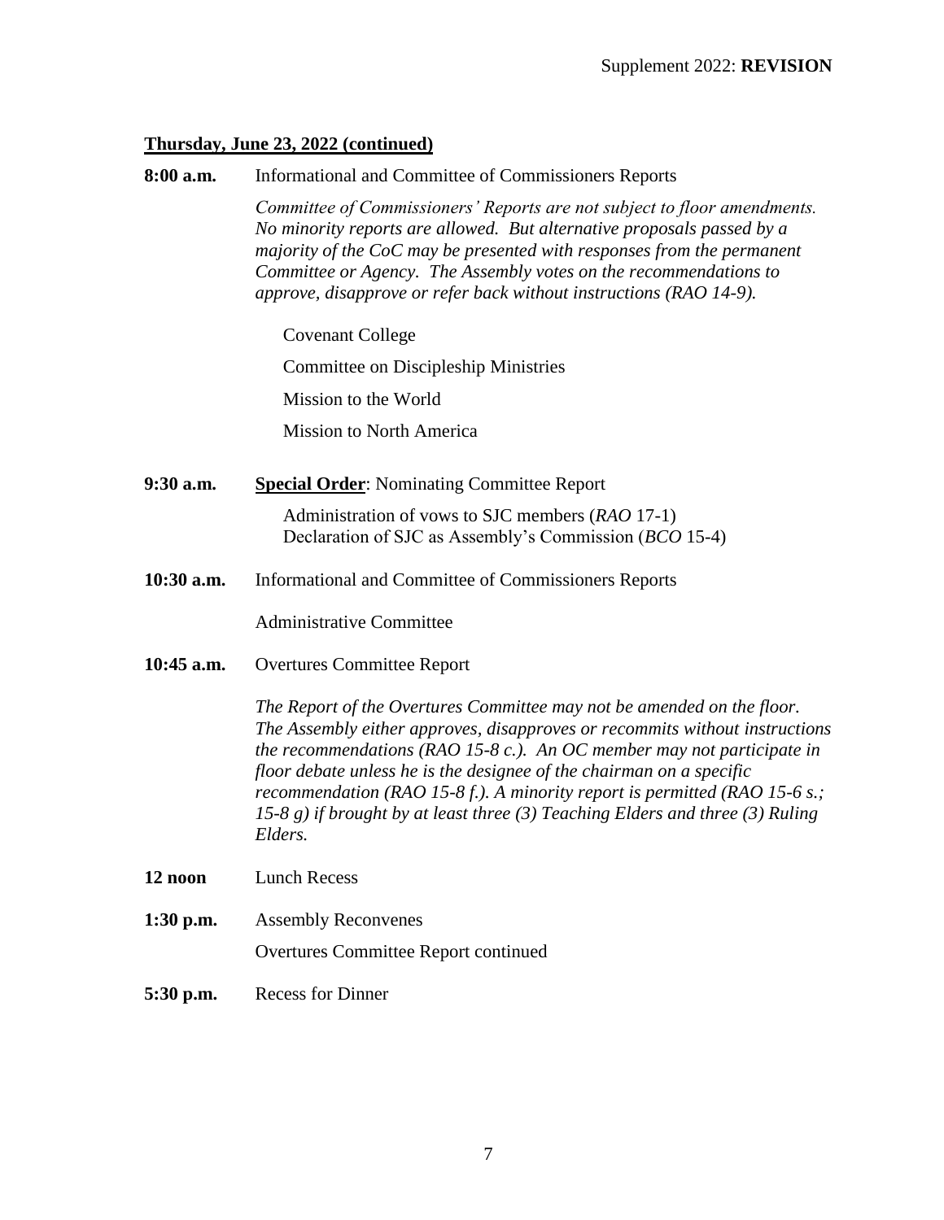**Thursday, June 23, 2022 (continued)**

**8:00 a.m.** Informational and Committee of Commissioners Reports

*Committee of Commissioners' Reports are not subject to floor amendments. No minority reports are allowed. But alternative proposals passed by a majority of the CoC may be presented with responses from the permanent Committee or Agency. The Assembly votes on the recommendations to approve, disapprove or refer back without instructions (RAO 14-9).*

- Covenant College
- Committee on Discipleship Ministries
- Mission to the World
- Mission to North America

**9:30 a.m.** **Special Order**: Nominating Committee Report

Administration of vows to SJC members (*RAO* 17-1)
Declaration of SJC as Assembly's Commission (*BCO* 15-4)

**10:30 a.m.** Informational and Committee of Commissioners Reports

Administrative Committee

**10:45 a.m.** Overtures Committee Report

*The Report of the Overtures Committee may not be amended on the floor. The Assembly either approves, disapproves or recommits without instructions the recommendations (RAO 15-8 c.). An OC member may not participate in floor debate unless he is the designee of the chairman on a specific recommendation (RAO 15-8 f.). A minority report is permitted (RAO 15-6 s.; 15-8 g) if brought by at least three (3) Teaching Elders and three (3) Ruling Elders.*

**12 noon** Lunch Recess

**1:30 p.m.** Assembly Reconvenes

Overtures Committee Report continued

**5:30 p.m.** Recess for Dinner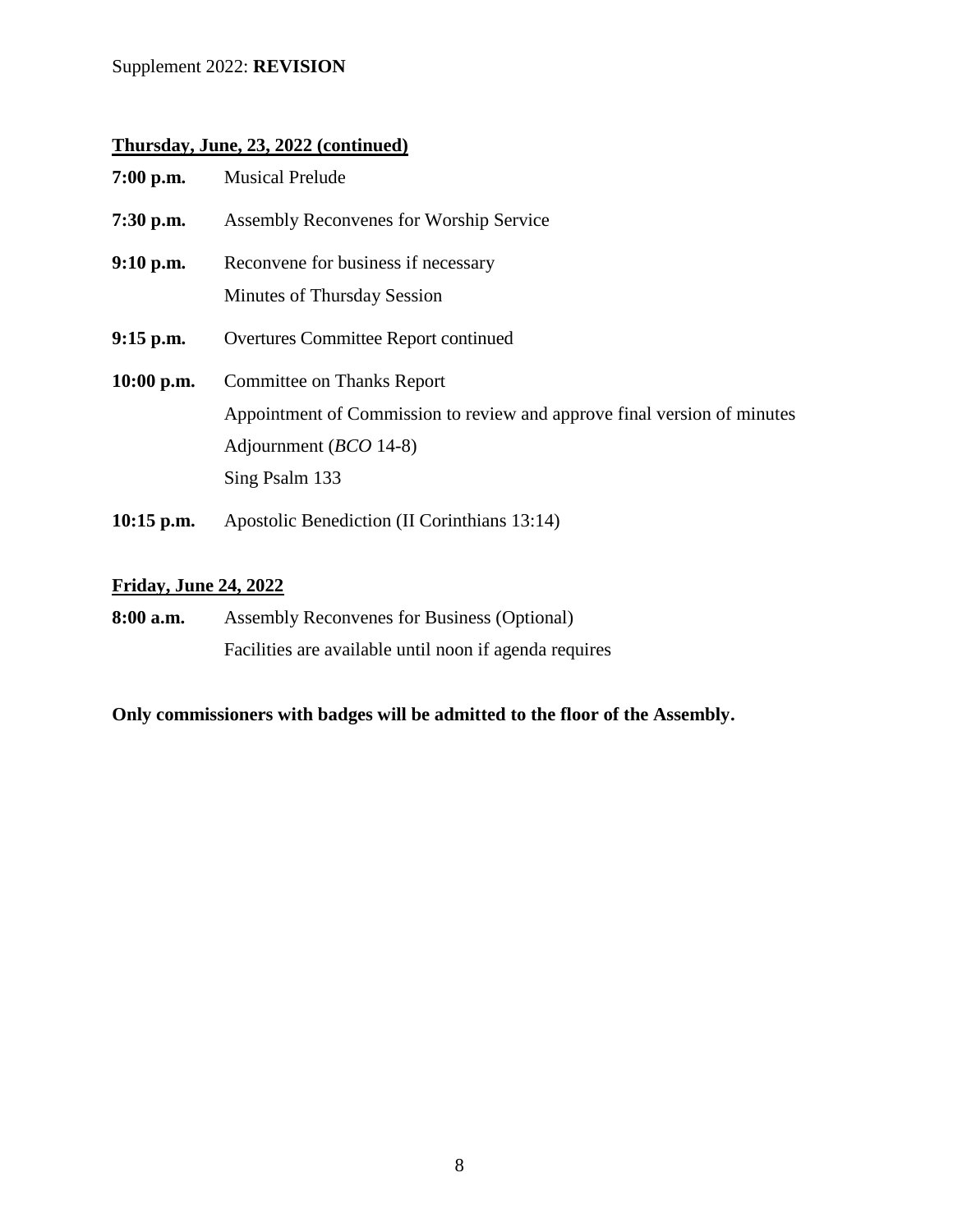**Thursday, June, 23, 2022 (continued)**

**7:00 p.m.** Musical Prelude

**7:30 p.m.** Assembly Reconvenes for Worship Service

**9:10 p.m.** Reconvene for business if necessary
Minutes of Thursday Session

**9:15 p.m.** Overtures Committee Report continued

**10:00 p.m.** Committee on Thanks Report
Appointment of Commission to review and approve final version of minutes
Adjournment (*BCO* 14-8)
Sing Psalm 133

**10:15 p.m.** Apostolic Benediction (II Corinthians 13:14)

**Friday, June 24, 2022**

**8:00 a.m.** Assembly Reconvenes for Business (Optional)
Facilities are available until noon if agenda requires

**Only commissioners with badges will be admitted to the floor of the Assembly.**